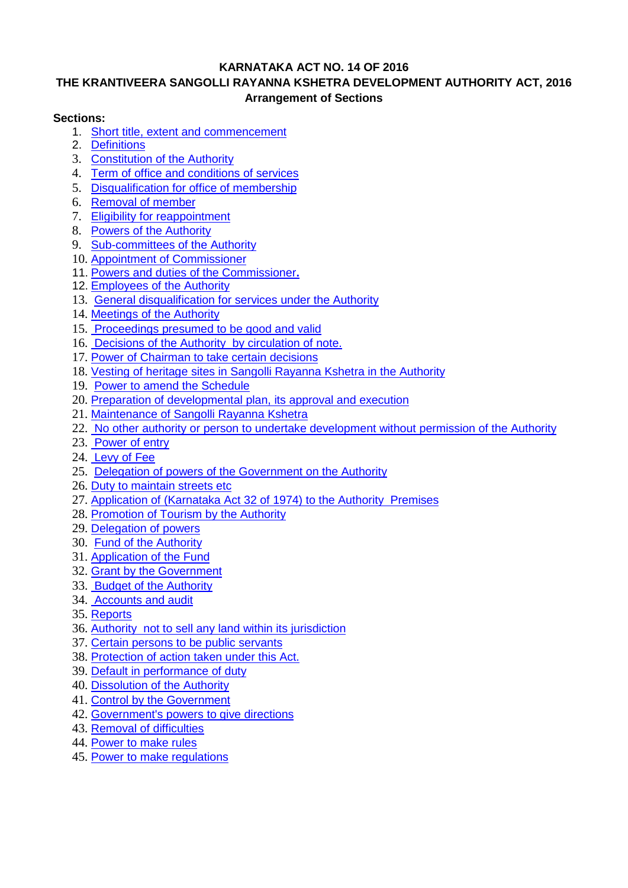**KARNATAKA ACT NO. 14 OF 2016**

**THE KRANTIVEERA SANGOLLI RAYANNA KSHETRA DEVELOPMENT AUTHORITY ACT, 2016**

**Arrangement of Sections**

**Sections:**

1. Short title, extent and commencement
2. Definitions
3. Constitution of the Authority
4. Term of office and conditions of services
5. Disqualification for office of membership
6. Removal of member
7. Eligibility for reappointment
8. Powers of the Authority
9. Sub-committees of the Authority
10. Appointment of Commissioner
11. Powers and duties of the Commissioner.
12. Employees of the Authority
13. General disqualification for services under the Authority
14. Meetings of the Authority
15. Proceedings presumed to be good and valid
16. Decisions of the Authority by circulation of note.
17. Power of Chairman to take certain decisions
18. Vesting of heritage sites in Sangolli Rayanna Kshetra in the Authority
19. Power to amend the Schedule
20. Preparation of developmental plan, its approval and execution
21. Maintenance of Sangolli Rayanna Kshetra
22. No other authority or person to undertake development without permission of the Authority
23. Power of entry
24. Levy of Fee
25. Delegation of powers of the Government on the Authority
26. Duty to maintain streets etc
27. Application of (Karnataka Act 32 of 1974) to the Authority Premises
28. Promotion of Tourism by the Authority
29. Delegation of powers
30. Fund of the Authority
31. Application of the Fund
32. Grant by the Government
33. Budget of the Authority
34. Accounts and audit
35. Reports
36. Authority not to sell any land within its jurisdiction
37. Certain persons to be public servants
38. Protection of action taken under this Act.
39. Default in performance of duty
40. Dissolution of the Authority
41. Control by the Government
42. Government's powers to give directions
43. Removal of difficulties
44. Power to make rules
45. Power to make regulations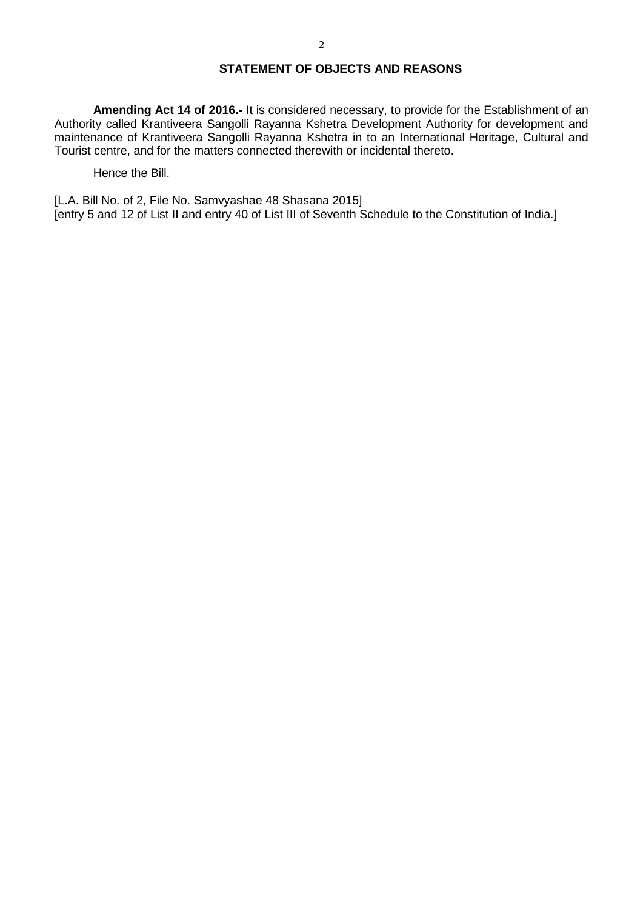## STATEMENT OF OBJECTS AND REASONS

**Amending Act 14 of 2016.-** It is considered necessary, to provide for the Establishment of an Authority called Krantiveera Sangolli Rayanna Kshetra Development Authority for development and maintenance of Krantiveera Sangolli Rayanna Kshetra in to an International Heritage, Cultural and Tourist centre, and for the matters connected therewith or incidental thereto.

Hence the Bill.

[L.A. Bill No. of 2, File No. Samvyashae 48 Shasana 2015]
[entry 5 and 12 of List II and entry 40 of List III of Seventh Schedule to the Constitution of India.]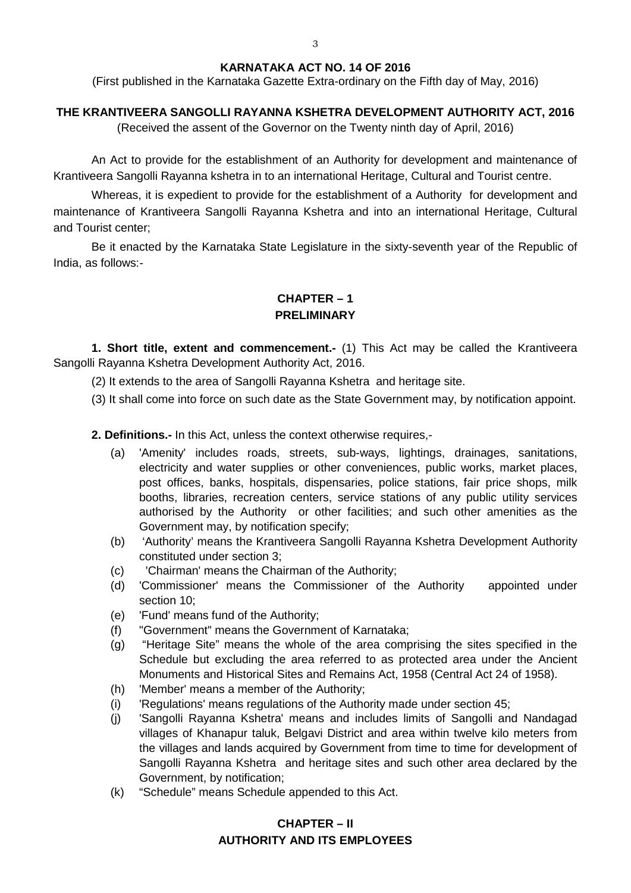**KARNATAKA ACT NO. 14 OF 2016**

(First published in the Karnataka Gazette Extra-ordinary on the Fifth day of May, 2016)

**THE KRANTIVEERA SANGOLLI RAYANNA KSHETRA DEVELOPMENT AUTHORITY ACT, 2016**

(Received the assent of the Governor on the Twenty ninth day of April, 2016)

An Act to provide for the establishment of an Authority for development and maintenance of Krantiveera Sangolli Rayanna kshetra in to an international Heritage, Cultural and Tourist centre.

Whereas, it is expedient to provide for the establishment of a Authority for development and maintenance of Krantiveera Sangolli Rayanna Kshetra and into an international Heritage, Cultural and Tourist center;

Be it enacted by the Karnataka State Legislature in the sixty-seventh year of the Republic of India, as follows:-

## CHAPTER – 1
## PRELIMINARY

**1. Short title, extent and commencement.-** (1) This Act may be called the Krantiveera Sangolli Rayanna Kshetra Development Authority Act, 2016.

(2) It extends to the area of Sangolli Rayanna Kshetra and heritage site.

(3) It shall come into force on such date as the State Government may, by notification appoint.

**2. Definitions.-** In this Act, unless the context otherwise requires,-

(a) 'Amenity' includes roads, streets, sub-ways, lightings, drainages, sanitations, electricity and water supplies or other conveniences, public works, market places, post offices, banks, hospitals, dispensaries, police stations, fair price shops, milk booths, libraries, recreation centers, service stations of any public utility services authorised by the Authority or other facilities; and such other amenities as the Government may, by notification specify;

(b) 'Authority' means the Krantiveera Sangolli Rayanna Kshetra Development Authority constituted under section 3;

(c) 'Chairman' means the Chairman of the Authority;

(d) 'Commissioner' means the Commissioner of the Authority appointed under section 10;

(e) 'Fund' means fund of the Authority;

(f) "Government" means the Government of Karnataka;

(g) "Heritage Site" means the whole of the area comprising the sites specified in the Schedule but excluding the area referred to as protected area under the Ancient Monuments and Historical Sites and Remains Act, 1958 (Central Act 24 of 1958).

(h) 'Member' means a member of the Authority;

(i) 'Regulations' means regulations of the Authority made under section 45;

(j) 'Sangolli Rayanna Kshetra' means and includes limits of Sangolli and Nandagad villages of Khanapur taluk, Belgavi District and area within twelve kilo meters from the villages and lands acquired by Government from time to time for development of Sangolli Rayanna Kshetra and heritage sites and such other area declared by the Government, by notification;

(k) "Schedule" means Schedule appended to this Act.

## CHAPTER – II
## AUTHORITY AND ITS EMPLOYEES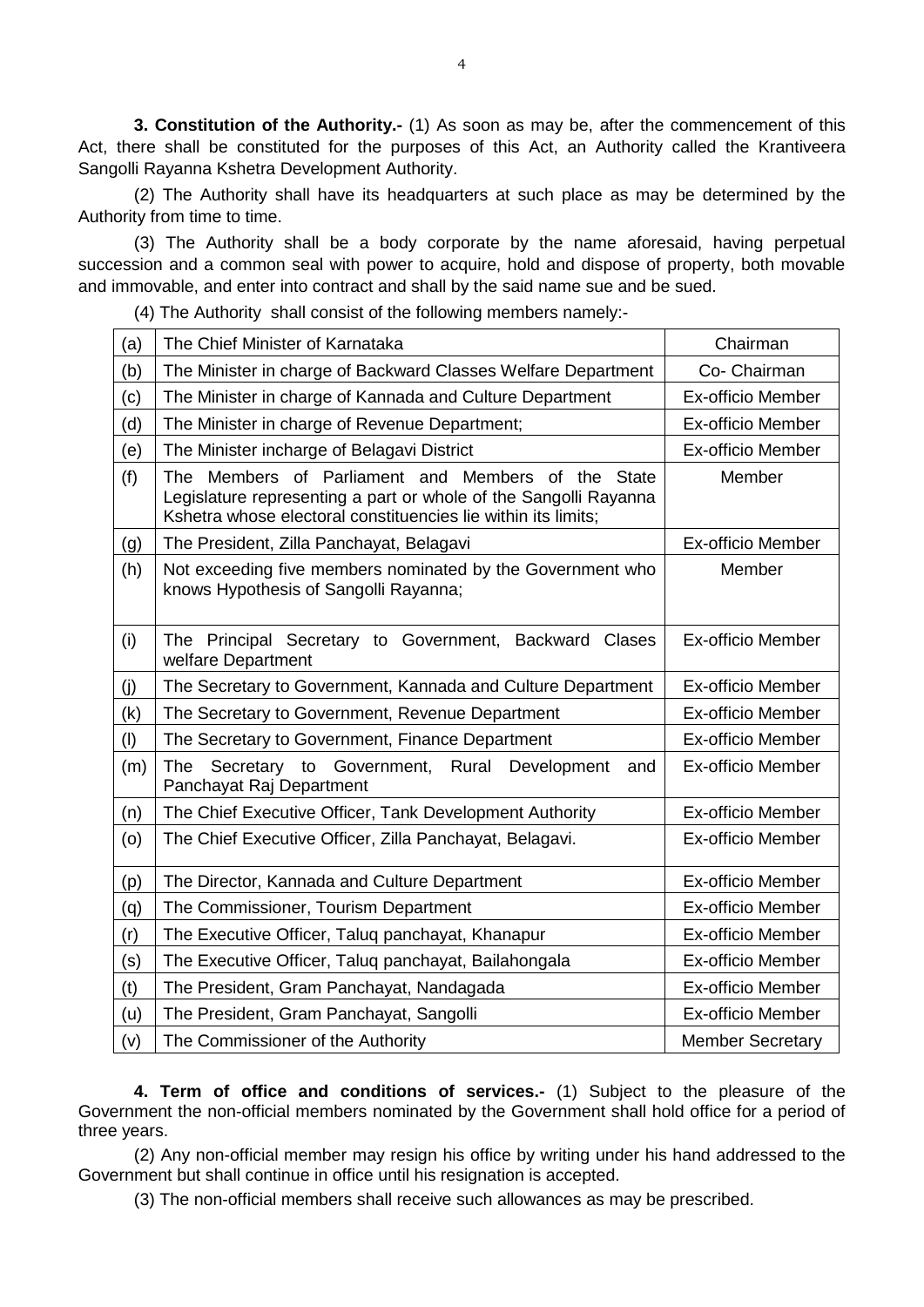**3. Constitution of the Authority.-** (1) As soon as may be, after the commencement of this Act, there shall be constituted for the purposes of this Act, an Authority called the Krantiveera Sangolli Rayanna Kshetra Development Authority.

(2) The Authority shall have its headquarters at such place as may be determined by the Authority from time to time.

(3) The Authority shall be a body corporate by the name aforesaid, having perpetual succession and a common seal with power to acquire, hold and dispose of property, both movable and immovable, and enter into contract and shall by the said name sue and be sued.

(4) The Authority shall consist of the following members namely:-

| | | |
|---|---|---|
| (a) | The Chief Minister of Karnataka | Chairman |
| (b) | The Minister in charge of Backward Classes Welfare Department | Co- Chairman |
| (c) | The Minister in charge of Kannada and Culture Department | Ex-officio Member |
| (d) | The Minister in charge of Revenue Department; | Ex-officio Member |
| (e) | The Minister incharge of Belagavi District | Ex-officio Member |
| (f) | The Members of Parliament and Members of the State Legislature representing a part or whole of the Sangolli Rayanna Kshetra whose electoral constituencies lie within its limits; | Member |
| (g) | The President, Zilla Panchayat, Belagavi | Ex-officio Member |
| (h) | Not exceeding five members nominated by the Government who knows Hypothesis of Sangolli Rayanna; | Member |
| (i) | The Principal Secretary to Government, Backward Clases welfare Department | Ex-officio Member |
| (j) | The Secretary to Government, Kannada and Culture Department | Ex-officio Member |
| (k) | The Secretary to Government, Revenue Department | Ex-officio Member |
| (l) | The Secretary to Government, Finance Department | Ex-officio Member |
| (m) | The Secretary to Government, Rural Development and Panchayat Raj Department | Ex-officio Member |
| (n) | The Chief Executive Officer, Tank Development Authority | Ex-officio Member |
| (o) | The Chief Executive Officer, Zilla Panchayat, Belagavi. | Ex-officio Member |
| (p) | The Director, Kannada and Culture Department | Ex-officio Member |
| (q) | The Commissioner, Tourism Department | Ex-officio Member |
| (r) | The Executive Officer, Taluq panchayat, Khanapur | Ex-officio Member |
| (s) | The Executive Officer, Taluq panchayat, Bailahongala | Ex-officio Member |
| (t) | The President, Gram Panchayat, Nandagada | Ex-officio Member |
| (u) | The President, Gram Panchayat, Sangolli | Ex-officio Member |
| (v) | The Commissioner of the Authority | Member Secretary |

**4. Term of office and conditions of services.-** (1) Subject to the pleasure of the Government the non-official members nominated by the Government shall hold office for a period of three years.

(2) Any non-official member may resign his office by writing under his hand addressed to the Government but shall continue in office until his resignation is accepted.

(3) The non-official members shall receive such allowances as may be prescribed.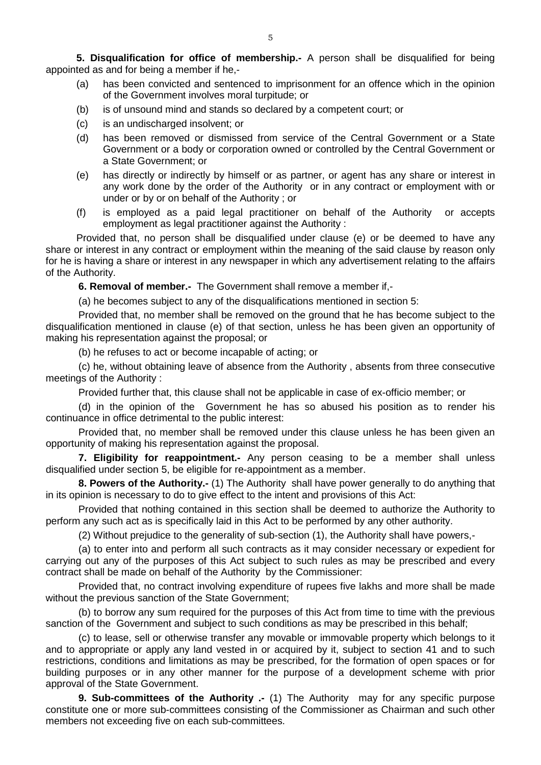**5. Disqualification for office of membership.-** A person shall be disqualified for being appointed as and for being a member if he,-

(a) has been convicted and sentenced to imprisonment for an offence which in the opinion of the Government involves moral turpitude; or

(b) is of unsound mind and stands so declared by a competent court; or

(c) is an undischarged insolvent; or

(d) has been removed or dismissed from service of the Central Government or a State Government or a body or corporation owned or controlled by the Central Government or a State Government; or

(e) has directly or indirectly by himself or as partner, or agent has any share or interest in any work done by the order of the Authority or in any contract or employment with or under or by or on behalf of the Authority ; or

(f) is employed as a paid legal practitioner on behalf of the Authority or accepts employment as legal practitioner against the Authority :

Provided that, no person shall be disqualified under clause (e) or be deemed to have any share or interest in any contract or employment within the meaning of the said clause by reason only for he is having a share or interest in any newspaper in which any advertisement relating to the affairs of the Authority.

**6. Removal of member.-** The Government shall remove a member if,-

(a) he becomes subject to any of the disqualifications mentioned in section 5:

Provided that, no member shall be removed on the ground that he has become subject to the disqualification mentioned in clause (e) of that section, unless he has been given an opportunity of making his representation against the proposal; or

(b) he refuses to act or become incapable of acting; or

(c) he, without obtaining leave of absence from the Authority , absents from three consecutive meetings of the Authority :

Provided further that, this clause shall not be applicable in case of ex-officio member; or

(d) in the opinion of the Government he has so abused his position as to render his continuance in office detrimental to the public interest:

Provided that, no member shall be removed under this clause unless he has been given an opportunity of making his representation against the proposal.

**7. Eligibility for reappointment.-** Any person ceasing to be a member shall unless disqualified under section 5, be eligible for re-appointment as a member.

**8. Powers of the Authority.-** (1) The Authority shall have power generally to do anything that in its opinion is necessary to do to give effect to the intent and provisions of this Act:

Provided that nothing contained in this section shall be deemed to authorize the Authority to perform any such act as is specifically laid in this Act to be performed by any other authority.

(2) Without prejudice to the generality of sub-section (1), the Authority shall have powers,-

(a) to enter into and perform all such contracts as it may consider necessary or expedient for carrying out any of the purposes of this Act subject to such rules as may be prescribed and every contract shall be made on behalf of the Authority by the Commissioner:

Provided that, no contract involving expenditure of rupees five lakhs and more shall be made without the previous sanction of the State Government;

(b) to borrow any sum required for the purposes of this Act from time to time with the previous sanction of the Government and subject to such conditions as may be prescribed in this behalf;

(c) to lease, sell or otherwise transfer any movable or immovable property which belongs to it and to appropriate or apply any land vested in or acquired by it, subject to section 41 and to such restrictions, conditions and limitations as may be prescribed, for the formation of open spaces or for building purposes or in any other manner for the purpose of a development scheme with prior approval of the State Government.

**9. Sub-committees of the Authority .-** (1) The Authority may for any specific purpose constitute one or more sub-committees consisting of the Commissioner as Chairman and such other members not exceeding five on each sub-committees.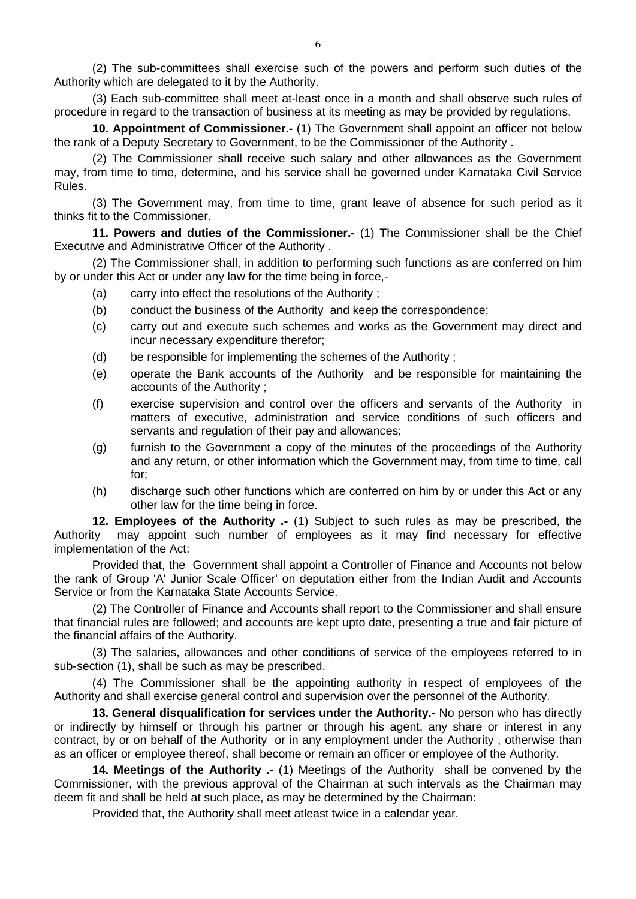(2) The sub-committees shall exercise such of the powers and perform such duties of the Authority which are delegated to it by the Authority.

(3) Each sub-committee shall meet at-least once in a month and shall observe such rules of procedure in regard to the transaction of business at its meeting as may be provided by regulations.

**10. Appointment of Commissioner.-** (1) The Government shall appoint an officer not below the rank of a Deputy Secretary to Government, to be the Commissioner of the Authority .

(2) The Commissioner shall receive such salary and other allowances as the Government may, from time to time, determine, and his service shall be governed under Karnataka Civil Service Rules.

(3) The Government may, from time to time, grant leave of absence for such period as it thinks fit to the Commissioner.

**11. Powers and duties of the Commissioner.-** (1) The Commissioner shall be the Chief Executive and Administrative Officer of the Authority .

(2) The Commissioner shall, in addition to performing such functions as are conferred on him by or under this Act or under any law for the time being in force,-

(a) carry into effect the resolutions of the Authority ;

(b) conduct the business of the Authority and keep the correspondence;

(c) carry out and execute such schemes and works as the Government may direct and incur necessary expenditure therefor;

(d) be responsible for implementing the schemes of the Authority ;

(e) operate the Bank accounts of the Authority and be responsible for maintaining the accounts of the Authority ;

(f) exercise supervision and control over the officers and servants of the Authority in matters of executive, administration and service conditions of such officers and servants and regulation of their pay and allowances;

(g) furnish to the Government a copy of the minutes of the proceedings of the Authority and any return, or other information which the Government may, from time to time, call for;

(h) discharge such other functions which are conferred on him by or under this Act or any other law for the time being in force.

**12. Employees of the Authority .-** (1) Subject to such rules as may be prescribed, the Authority may appoint such number of employees as it may find necessary for effective implementation of the Act:

Provided that, the Government shall appoint a Controller of Finance and Accounts not below the rank of Group 'A' Junior Scale Officer' on deputation either from the Indian Audit and Accounts Service or from the Karnataka State Accounts Service.

(2) The Controller of Finance and Accounts shall report to the Commissioner and shall ensure that financial rules are followed; and accounts are kept upto date, presenting a true and fair picture of the financial affairs of the Authority.

(3) The salaries, allowances and other conditions of service of the employees referred to in sub-section (1), shall be such as may be prescribed.

(4) The Commissioner shall be the appointing authority in respect of employees of the Authority and shall exercise general control and supervision over the personnel of the Authority.

**13. General disqualification for services under the Authority.-** No person who has directly or indirectly by himself or through his partner or through his agent, any share or interest in any contract, by or on behalf of the Authority or in any employment under the Authority , otherwise than as an officer or employee thereof, shall become or remain an officer or employee of the Authority.

**14. Meetings of the Authority .-** (1) Meetings of the Authority shall be convened by the Commissioner, with the previous approval of the Chairman at such intervals as the Chairman may deem fit and shall be held at such place, as may be determined by the Chairman:

Provided that, the Authority shall meet atleast twice in a calendar year.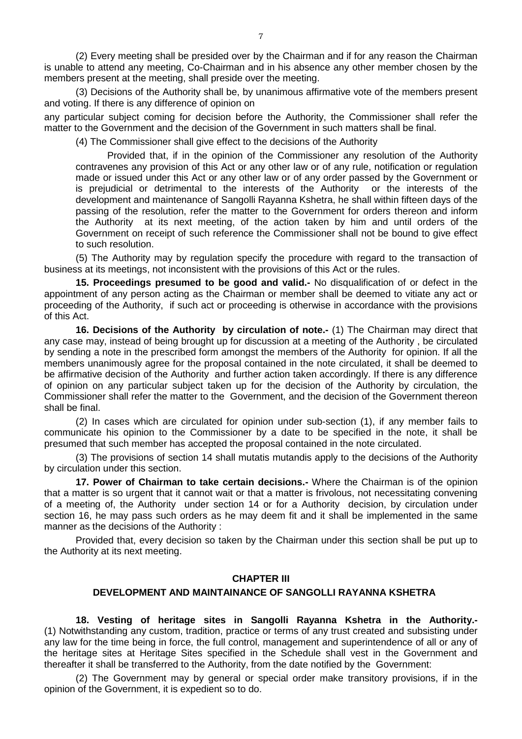(2) Every meeting shall be presided over by the Chairman and if for any reason the Chairman is unable to attend any meeting, Co-Chairman and in his absence any other member chosen by the members present at the meeting, shall preside over the meeting.

(3) Decisions of the Authority shall be, by unanimous affirmative vote of the members present and voting. If there is any difference of opinion on

any particular subject coming for decision before the Authority, the Commissioner shall refer the matter to the Government and the decision of the Government in such matters shall be final.

(4) The Commissioner shall give effect to the decisions of the Authority

Provided that, if in the opinion of the Commissioner any resolution of the Authority contravenes any provision of this Act or any other law or of any rule, notification or regulation made or issued under this Act or any other law or of any order passed by the Government or is prejudicial or detrimental to the interests of the Authority or the interests of the development and maintenance of Sangolli Rayanna Kshetra, he shall within fifteen days of the passing of the resolution, refer the matter to the Government for orders thereon and inform the Authority at its next meeting, of the action taken by him and until orders of the Government on receipt of such reference the Commissioner shall not be bound to give effect to such resolution.

(5) The Authority may by regulation specify the procedure with regard to the transaction of business at its meetings, not inconsistent with the provisions of this Act or the rules.

**15. Proceedings presumed to be good and valid.-** No disqualification of or defect in the appointment of any person acting as the Chairman or member shall be deemed to vitiate any act or proceeding of the Authority, if such act or proceeding is otherwise in accordance with the provisions of this Act.

**16. Decisions of the Authority by circulation of note.-** (1) The Chairman may direct that any case may, instead of being brought up for discussion at a meeting of the Authority , be circulated by sending a note in the prescribed form amongst the members of the Authority for opinion. If all the members unanimously agree for the proposal contained in the note circulated, it shall be deemed to be affirmative decision of the Authority and further action taken accordingly. If there is any difference of opinion on any particular subject taken up for the decision of the Authority by circulation, the Commissioner shall refer the matter to the Government, and the decision of the Government thereon shall be final.

(2) In cases which are circulated for opinion under sub-section (1), if any member fails to communicate his opinion to the Commissioner by a date to be specified in the note, it shall be presumed that such member has accepted the proposal contained in the note circulated.

(3) The provisions of section 14 shall mutatis mutandis apply to the decisions of the Authority by circulation under this section.

**17. Power of Chairman to take certain decisions.-** Where the Chairman is of the opinion that a matter is so urgent that it cannot wait or that a matter is frivolous, not necessitating convening of a meeting of, the Authority under section 14 or for a Authority decision, by circulation under section 16, he may pass such orders as he may deem fit and it shall be implemented in the same manner as the decisions of the Authority :

Provided that, every decision so taken by the Chairman under this section shall be put up to the Authority at its next meeting.

## CHAPTER III

## DEVELOPMENT AND MAINTAINANCE OF SANGOLLI RAYANNA KSHETRA

**18. Vesting of heritage sites in Sangolli Rayanna Kshetra in the Authority.-** (1) Notwithstanding any custom, tradition, practice or terms of any trust created and subsisting under any law for the time being in force, the full control, management and superintendence of all or any of the heritage sites at Heritage Sites specified in the Schedule shall vest in the Government and thereafter it shall be transferred to the Authority, from the date notified by the Government:

(2) The Government may by general or special order make transitory provisions, if in the opinion of the Government, it is expedient so to do.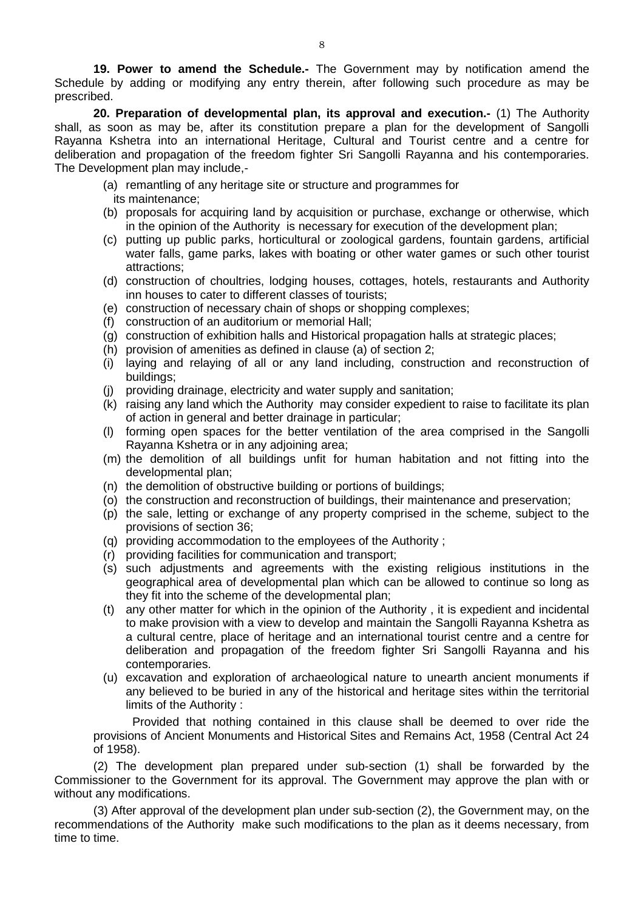**19. Power to amend the Schedule.-** The Government may by notification amend the Schedule by adding or modifying any entry therein, after following such procedure as may be prescribed.

**20. Preparation of developmental plan, its approval and execution.-** (1) The Authority shall, as soon as may be, after its constitution prepare a plan for the development of Sangolli Rayanna Kshetra into an international Heritage, Cultural and Tourist centre and a centre for deliberation and propagation of the freedom fighter Sri Sangolli Rayanna and his contemporaries. The Development plan may include,-

(a) remantling of any heritage site or structure and programmes for its maintenance;

(b) proposals for acquiring land by acquisition or purchase, exchange or otherwise, which in the opinion of the Authority is necessary for execution of the development plan;

(c) putting up public parks, horticultural or zoological gardens, fountain gardens, artificial water falls, game parks, lakes with boating or other water games or such other tourist attractions;

(d) construction of choultries, lodging houses, cottages, hotels, restaurants and Authority inn houses to cater to different classes of tourists;

(e) construction of necessary chain of shops or shopping complexes;

(f) construction of an auditorium or memorial Hall;

(g) construction of exhibition halls and Historical propagation halls at strategic places;

(h) provision of amenities as defined in clause (a) of section 2;

(i) laying and relaying of all or any land including, construction and reconstruction of buildings;

(j) providing drainage, electricity and water supply and sanitation;

(k) raising any land which the Authority may consider expedient to raise to facilitate its plan of action in general and better drainage in particular;

(l) forming open spaces for the better ventilation of the area comprised in the Sangolli Rayanna Kshetra or in any adjoining area;

(m) the demolition of all buildings unfit for human habitation and not fitting into the developmental plan;

(n) the demolition of obstructive building or portions of buildings;

(o) the construction and reconstruction of buildings, their maintenance and preservation;

(p) the sale, letting or exchange of any property comprised in the scheme, subject to the provisions of section 36;

(q) providing accommodation to the employees of the Authority ;

(r) providing facilities for communication and transport;

(s) such adjustments and agreements with the existing religious institutions in the geographical area of developmental plan which can be allowed to continue so long as they fit into the scheme of the developmental plan;

(t) any other matter for which in the opinion of the Authority , it is expedient and incidental to make provision with a view to develop and maintain the Sangolli Rayanna Kshetra as a cultural centre, place of heritage and an international tourist centre and a centre for deliberation and propagation of the freedom fighter Sri Sangolli Rayanna and his contemporaries.

(u) excavation and exploration of archaeological nature to unearth ancient monuments if any believed to be buried in any of the historical and heritage sites within the territorial limits of the Authority :

Provided that nothing contained in this clause shall be deemed to over ride the provisions of Ancient Monuments and Historical Sites and Remains Act, 1958 (Central Act 24 of 1958).

(2) The development plan prepared under sub-section (1) shall be forwarded by the Commissioner to the Government for its approval. The Government may approve the plan with or without any modifications.

(3) After approval of the development plan under sub-section (2), the Government may, on the recommendations of the Authority make such modifications to the plan as it deems necessary, from time to time.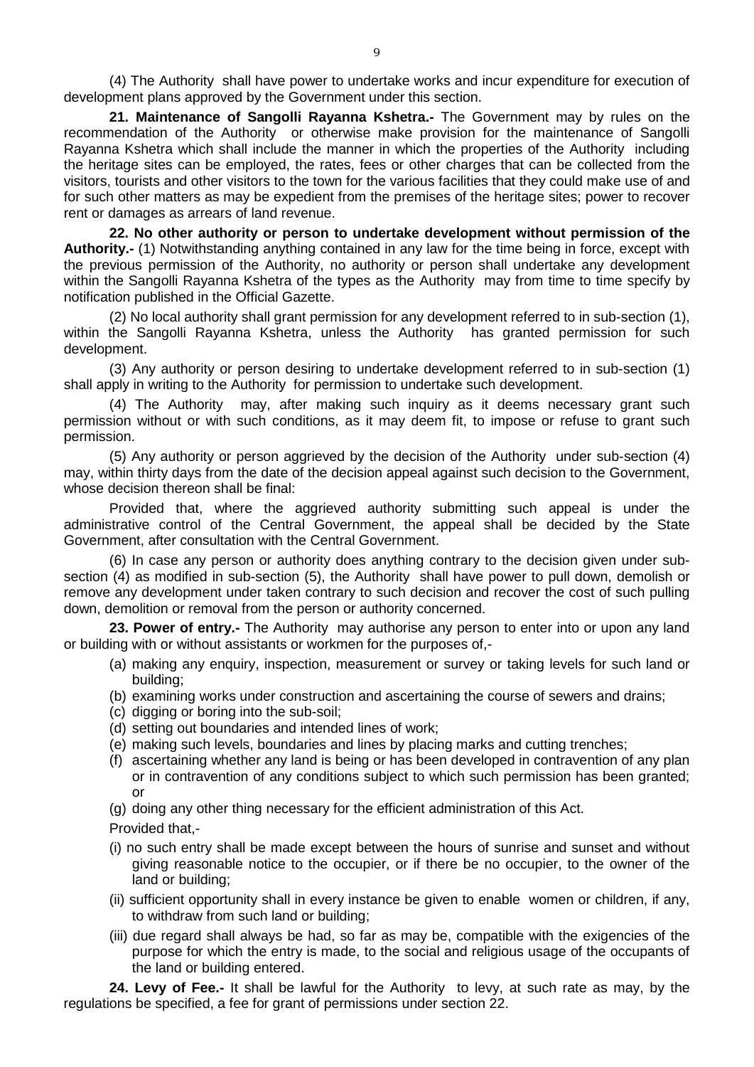(4) The Authority shall have power to undertake works and incur expenditure for execution of development plans approved by the Government under this section.

**21. Maintenance of Sangolli Rayanna Kshetra.-** The Government may by rules on the recommendation of the Authority or otherwise make provision for the maintenance of Sangolli Rayanna Kshetra which shall include the manner in which the properties of the Authority including the heritage sites can be employed, the rates, fees or other charges that can be collected from the visitors, tourists and other visitors to the town for the various facilities that they could make use of and for such other matters as may be expedient from the premises of the heritage sites; power to recover rent or damages as arrears of land revenue.

**22. No other authority or person to undertake development without permission of the Authority.-** (1) Notwithstanding anything contained in any law for the time being in force, except with the previous permission of the Authority, no authority or person shall undertake any development within the Sangolli Rayanna Kshetra of the types as the Authority may from time to time specify by notification published in the Official Gazette.

(2) No local authority shall grant permission for any development referred to in sub-section (1), within the Sangolli Rayanna Kshetra, unless the Authority has granted permission for such development.

(3) Any authority or person desiring to undertake development referred to in sub-section (1) shall apply in writing to the Authority for permission to undertake such development.

(4) The Authority may, after making such inquiry as it deems necessary grant such permission without or with such conditions, as it may deem fit, to impose or refuse to grant such permission.

(5) Any authority or person aggrieved by the decision of the Authority under sub-section (4) may, within thirty days from the date of the decision appeal against such decision to the Government, whose decision thereon shall be final:

Provided that, where the aggrieved authority submitting such appeal is under the administrative control of the Central Government, the appeal shall be decided by the State Government, after consultation with the Central Government.

(6) In case any person or authority does anything contrary to the decision given under sub-section (4) as modified in sub-section (5), the Authority shall have power to pull down, demolish or remove any development under taken contrary to such decision and recover the cost of such pulling down, demolition or removal from the person or authority concerned.

**23. Power of entry.-** The Authority may authorise any person to enter into or upon any land or building with or without assistants or workmen for the purposes of,-

(a) making any enquiry, inspection, measurement or survey or taking levels for such land or building;
(b) examining works under construction and ascertaining the course of sewers and drains;
(c) digging or boring into the sub-soil;
(d) setting out boundaries and intended lines of work;
(e) making such levels, boundaries and lines by placing marks and cutting trenches;
(f) ascertaining whether any land is being or has been developed in contravention of any plan or in contravention of any conditions subject to which such permission has been granted; or
(g) doing any other thing necessary for the efficient administration of this Act.

Provided that,-

(i) no such entry shall be made except between the hours of sunrise and sunset and without giving reasonable notice to the occupier, or if there be no occupier, to the owner of the land or building;
(ii) sufficient opportunity shall in every instance be given to enable women or children, if any, to withdraw from such land or building;
(iii) due regard shall always be had, so far as may be, compatible with the exigencies of the purpose for which the entry is made, to the social and religious usage of the occupants of the land or building entered.

**24. Levy of Fee.-** It shall be lawful for the Authority to levy, at such rate as may, by the regulations be specified, a fee for grant of permissions under section 22.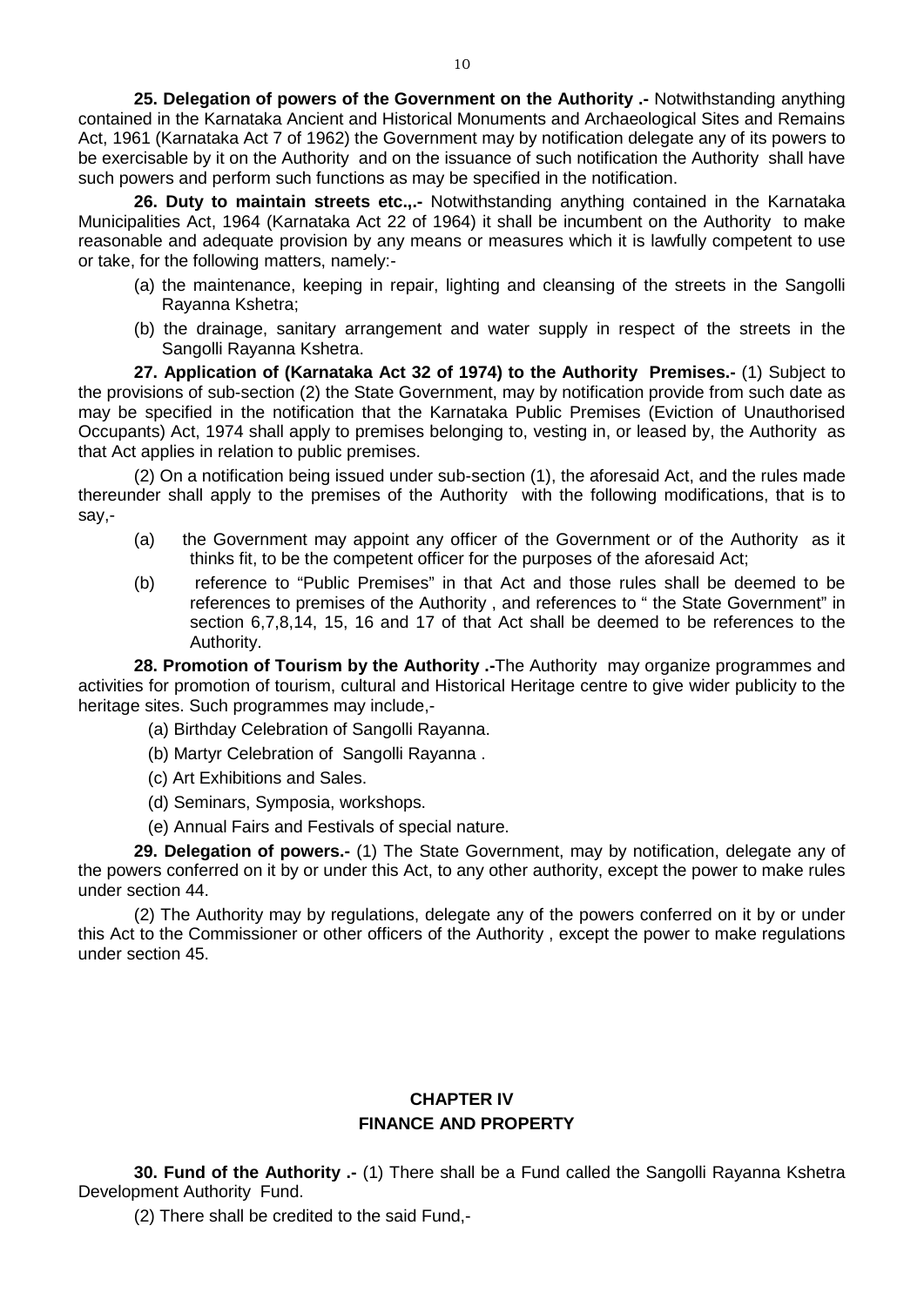**25. Delegation of powers of the Government on the Authority .-** Notwithstanding anything contained in the Karnataka Ancient and Historical Monuments and Archaeological Sites and Remains Act, 1961 (Karnataka Act 7 of 1962) the Government may by notification delegate any of its powers to be exercisable by it on the Authority and on the issuance of such notification the Authority shall have such powers and perform such functions as may be specified in the notification.

**26. Duty to maintain streets etc.,.-** Notwithstanding anything contained in the Karnataka Municipalities Act, 1964 (Karnataka Act 22 of 1964) it shall be incumbent on the Authority to make reasonable and adequate provision by any means or measures which it is lawfully competent to use or take, for the following matters, namely:-

(a) the maintenance, keeping in repair, lighting and cleansing of the streets in the Sangolli Rayanna Kshetra;

(b) the drainage, sanitary arrangement and water supply in respect of the streets in the Sangolli Rayanna Kshetra.

**27. Application of (Karnataka Act 32 of 1974) to the Authority Premises.-** (1) Subject to the provisions of sub-section (2) the State Government, may by notification provide from such date as may be specified in the notification that the Karnataka Public Premises (Eviction of Unauthorised Occupants) Act, 1974 shall apply to premises belonging to, vesting in, or leased by, the Authority as that Act applies in relation to public premises.

(2) On a notification being issued under sub-section (1), the aforesaid Act, and the rules made thereunder shall apply to the premises of the Authority with the following modifications, that is to say,-

(a) the Government may appoint any officer of the Government or of the Authority as it thinks fit, to be the competent officer for the purposes of the aforesaid Act;

(b) reference to "Public Premises" in that Act and those rules shall be deemed to be references to premises of the Authority , and references to " the State Government" in section 6,7,8,14, 15, 16 and 17 of that Act shall be deemed to be references to the Authority.

**28. Promotion of Tourism by the Authority .-**The Authority may organize programmes and activities for promotion of tourism, cultural and Historical Heritage centre to give wider publicity to the heritage sites. Such programmes may include,-

(a) Birthday Celebration of Sangolli Rayanna.

(b) Martyr Celebration of Sangolli Rayanna .

(c) Art Exhibitions and Sales.

(d) Seminars, Symposia, workshops.

(e) Annual Fairs and Festivals of special nature.

**29. Delegation of powers.-** (1) The State Government, may by notification, delegate any of the powers conferred on it by or under this Act, to any other authority, except the power to make rules under section 44.

(2) The Authority may by regulations, delegate any of the powers conferred on it by or under this Act to the Commissioner or other officers of the Authority , except the power to make regulations under section 45.

## CHAPTER IV
## FINANCE AND PROPERTY

**30. Fund of the Authority .-** (1) There shall be a Fund called the Sangolli Rayanna Kshetra Development Authority Fund.

(2) There shall be credited to the said Fund,-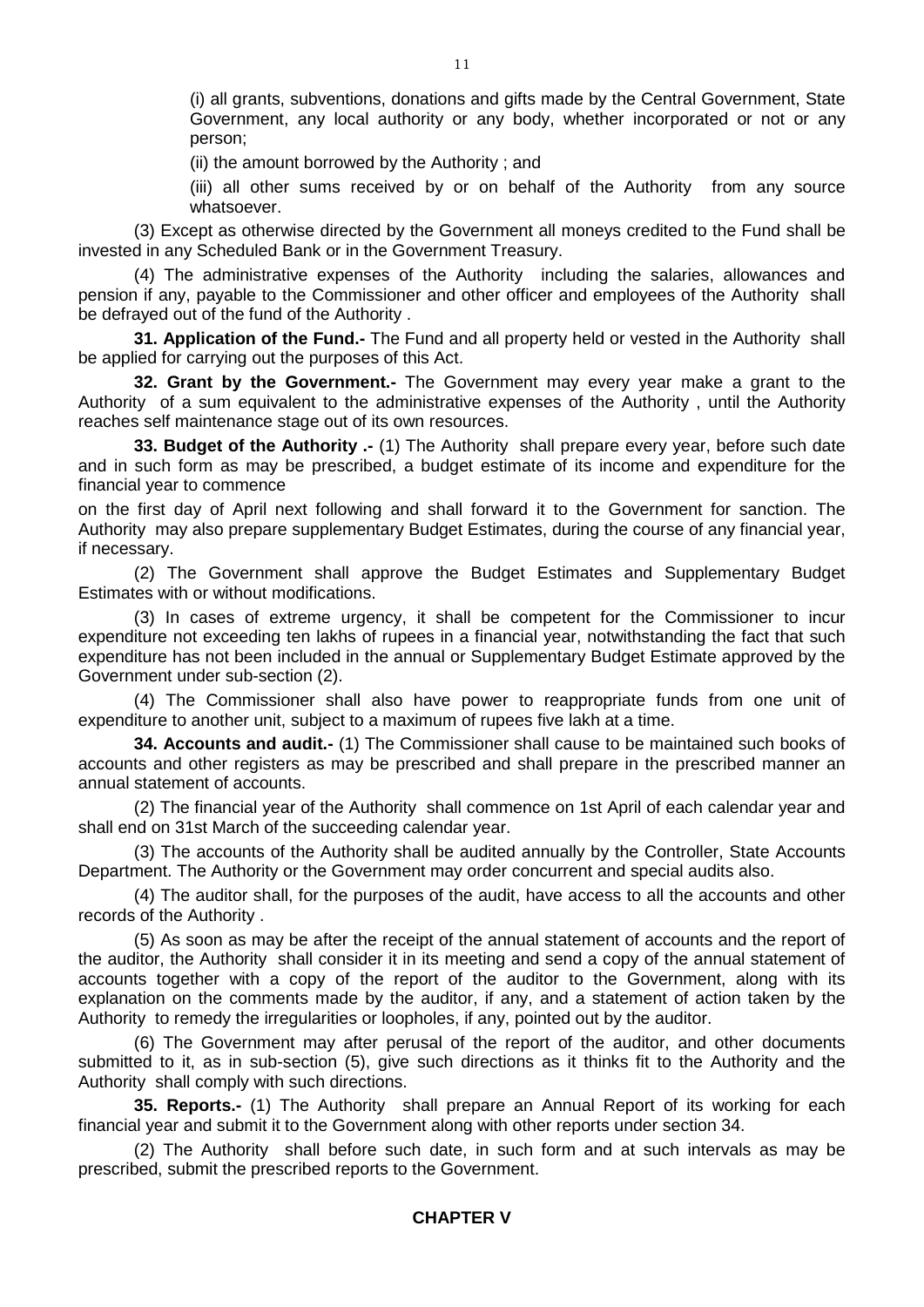(i) all grants, subventions, donations and gifts made by the Central Government, State Government, any local authority or any body, whether incorporated or not or any person;

(ii) the amount borrowed by the Authority ; and

(iii) all other sums received by or on behalf of the Authority from any source whatsoever.

(3) Except as otherwise directed by the Government all moneys credited to the Fund shall be invested in any Scheduled Bank or in the Government Treasury.

(4) The administrative expenses of the Authority including the salaries, allowances and pension if any, payable to the Commissioner and other officer and employees of the Authority shall be defrayed out of the fund of the Authority .

**31. Application of the Fund.-** The Fund and all property held or vested in the Authority shall be applied for carrying out the purposes of this Act.

**32. Grant by the Government.-** The Government may every year make a grant to the Authority of a sum equivalent to the administrative expenses of the Authority , until the Authority reaches self maintenance stage out of its own resources.

**33. Budget of the Authority .-** (1) The Authority shall prepare every year, before such date and in such form as may be prescribed, a budget estimate of its income and expenditure for the financial year to commence on the first day of April next following and shall forward it to the Government for sanction. The Authority may also prepare supplementary Budget Estimates, during the course of any financial year, if necessary.

(2) The Government shall approve the Budget Estimates and Supplementary Budget Estimates with or without modifications.

(3) In cases of extreme urgency, it shall be competent for the Commissioner to incur expenditure not exceeding ten lakhs of rupees in a financial year, notwithstanding the fact that such expenditure has not been included in the annual or Supplementary Budget Estimate approved by the Government under sub-section (2).

(4) The Commissioner shall also have power to reappropriate funds from one unit of expenditure to another unit, subject to a maximum of rupees five lakh at a time.

**34. Accounts and audit.-** (1) The Commissioner shall cause to be maintained such books of accounts and other registers as may be prescribed and shall prepare in the prescribed manner an annual statement of accounts.

(2) The financial year of the Authority shall commence on 1st April of each calendar year and shall end on 31st March of the succeeding calendar year.

(3) The accounts of the Authority shall be audited annually by the Controller, State Accounts Department. The Authority or the Government may order concurrent and special audits also.

(4) The auditor shall, for the purposes of the audit, have access to all the accounts and other records of the Authority .

(5) As soon as may be after the receipt of the annual statement of accounts and the report of the auditor, the Authority shall consider it in its meeting and send a copy of the annual statement of accounts together with a copy of the report of the auditor to the Government, along with its explanation on the comments made by the auditor, if any, and a statement of action taken by the Authority to remedy the irregularities or loopholes, if any, pointed out by the auditor.

(6) The Government may after perusal of the report of the auditor, and other documents submitted to it, as in sub-section (5), give such directions as it thinks fit to the Authority and the Authority shall comply with such directions.

**35. Reports.-** (1) The Authority shall prepare an Annual Report of its working for each financial year and submit it to the Government along with other reports under section 34.

(2) The Authority shall before such date, in such form and at such intervals as may be prescribed, submit the prescribed reports to the Government.

## CHAPTER V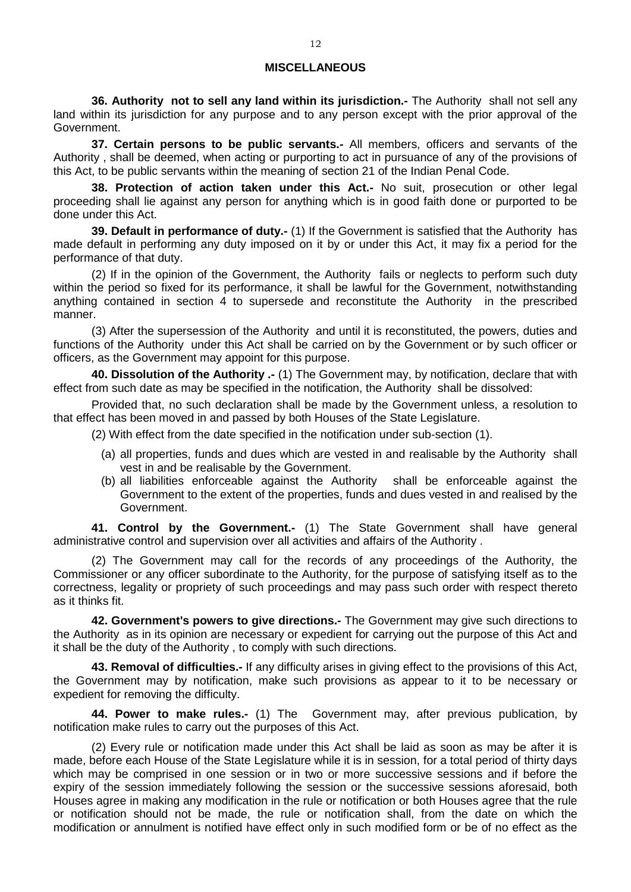## MISCELLANEOUS

**36. Authority not to sell any land within its jurisdiction.-** The Authority shall not sell any land within its jurisdiction for any purpose and to any person except with the prior approval of the Government.

**37. Certain persons to be public servants.-** All members, officers and servants of the Authority , shall be deemed, when acting or purporting to act in pursuance of any of the provisions of this Act, to be public servants within the meaning of section 21 of the Indian Penal Code.

**38. Protection of action taken under this Act.-** No suit, prosecution or other legal proceeding shall lie against any person for anything which is in good faith done or purported to be done under this Act.

**39. Default in performance of duty.-** (1) If the Government is satisfied that the Authority has made default in performing any duty imposed on it by or under this Act, it may fix a period for the performance of that duty.

(2) If in the opinion of the Government, the Authority fails or neglects to perform such duty within the period so fixed for its performance, it shall be lawful for the Government, notwithstanding anything contained in section 4 to supersede and reconstitute the Authority in the prescribed manner.

(3) After the supersession of the Authority and until it is reconstituted, the powers, duties and functions of the Authority under this Act shall be carried on by the Government or by such officer or officers, as the Government may appoint for this purpose.

**40. Dissolution of the Authority .-** (1) The Government may, by notification, declare that with effect from such date as may be specified in the notification, the Authority shall be dissolved:

Provided that, no such declaration shall be made by the Government unless, a resolution to that effect has been moved in and passed by both Houses of the State Legislature.

(2) With effect from the date specified in the notification under sub-section (1).

- (a) all properties, funds and dues which are vested in and realisable by the Authority shall vest in and be realisable by the Government.
- (b) all liabilities enforceable against the Authority shall be enforceable against the Government to the extent of the properties, funds and dues vested in and realised by the Government.

**41. Control by the Government.-** (1) The State Government shall have general administrative control and supervision over all activities and affairs of the Authority .

(2) The Government may call for the records of any proceedings of the Authority, the Commissioner or any officer subordinate to the Authority, for the purpose of satisfying itself as to the correctness, legality or propriety of such proceedings and may pass such order with respect thereto as it thinks fit.

**42. Government's powers to give directions.-** The Government may give such directions to the Authority as in its opinion are necessary or expedient for carrying out the purpose of this Act and it shall be the duty of the Authority , to comply with such directions.

**43. Removal of difficulties.-** If any difficulty arises in giving effect to the provisions of this Act, the Government may by notification, make such provisions as appear to it to be necessary or expedient for removing the difficulty.

**44. Power to make rules.-** (1) The Government may, after previous publication, by notification make rules to carry out the purposes of this Act.

(2) Every rule or notification made under this Act shall be laid as soon as may be after it is made, before each House of the State Legislature while it is in session, for a total period of thirty days which may be comprised in one session or in two or more successive sessions and if before the expiry of the session immediately following the session or the successive sessions aforesaid, both Houses agree in making any modification in the rule or notification or both Houses agree that the rule or notification should not be made, the rule or notification shall, from the date on which the modification or annulment is notified have effect only in such modified form or be of no effect as the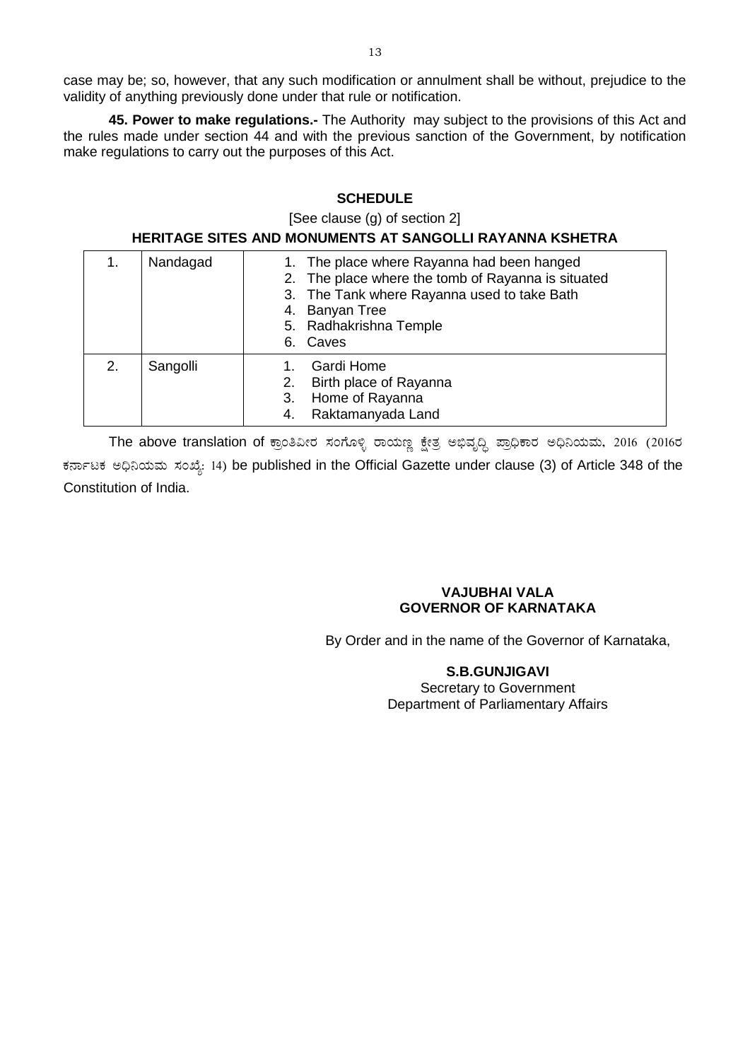case may be; so, however, that any such modification or annulment shall be without, prejudice to the validity of anything previously done under that rule or notification.

**45. Power to make regulations.-** The Authority may subject to the provisions of this Act and the rules made under section 44 and with the previous sanction of the Government, by notification make regulations to carry out the purposes of this Act.

## SCHEDULE

[See clause (g) of section 2]

### HERITAGE SITES AND MONUMENTS AT SANGOLLI RAYANNA KSHETRA

| | | |
|---|---|---|
| 1. | Nandagad | 1. The place where Rayanna had been hanged<br>2. The place where the tomb of Rayanna is situated<br>3. The Tank where Rayanna used to take Bath<br>4. Banyan Tree<br>5. Radhakrishna Temple<br>6. Caves |
| 2. | Sangolli | 1. Gardi Home<br>2. Birth place of Rayanna<br>3. Home of Rayanna<br>4. Raktamanyada Land |

The above translation of ಕ್ರಾಂತಿವೀರ ಸಂಗೊಳ್ಳಿ ರಾಯಣ್ಣ ಕ್ಷೇತ್ರ ಅಭಿವೃದ್ಧಿ ಪ್ರಾಧಿಕಾರ ಅಧಿನಿಯಮ, 2016 (2016ರ ಕರ್ನಾಟಕ ಅಧಿನಿಯಮ ಸಂಖ್ಯೆ: 14) be published in the Official Gazette under clause (3) of Article 348 of the Constitution of India.

**VAJUBHAI VALA**
**GOVERNOR OF KARNATAKA**

By Order and in the name of the Governor of Karnataka,

**S.B.GUNJIGAVI**
Secretary to Government
Department of Parliamentary Affairs